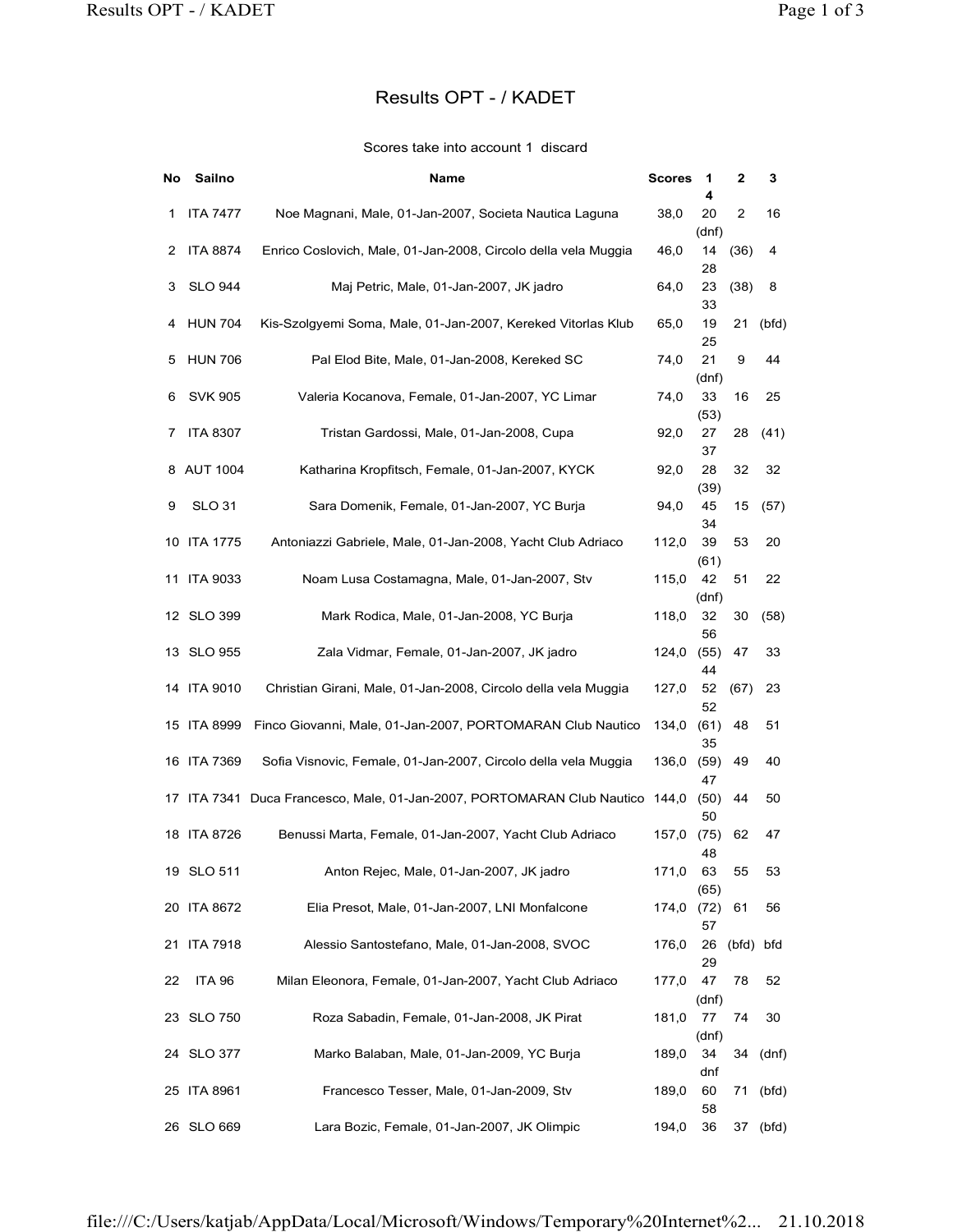# Results OPT - / KADET

Scores take into account 1 discard

| No | Sailno | Name | Scores | 1 | 2 | 3 | 4 |
|---|---|---|---|---|---|---|---|
| 1 | ITA 7477 | Noe Magnani, Male, 01-Jan-2007, Societa Nautica Laguna | 38,0 | 20 | 2 | 16 | (dnf) |
| 2 | ITA 8874 | Enrico Coslovich, Male, 01-Jan-2008, Circolo della vela Muggia | 46,0 | 14 | (36) | 4 | 28 |
| 3 | SLO 944 | Maj Petric, Male, 01-Jan-2007, JK jadro | 64,0 | 23 | (38) | 8 | 33 |
| 4 | HUN 704 | Kis-Szolgyemi Soma, Male, 01-Jan-2007, Kereked Vitorlas Klub | 65,0 | 19 | 21 | (bfd) | 25 |
| 5 | HUN 706 | Pal Elod Bite, Male, 01-Jan-2008, Kereked SC | 74,0 | 21 | 9 | 44 | (dnf) |
| 6 | SVK 905 | Valeria Kocanova, Female, 01-Jan-2007, YC Limar | 74,0 | 33 | 16 | 25 | (53) |
| 7 | ITA 8307 | Tristan Gardossi, Male, 01-Jan-2008, Cupa | 92,0 | 27 | 28 | (41) | 37 |
| 8 | AUT 1004 | Katharina Kropfitsch, Female, 01-Jan-2007, KYCK | 92,0 | 28 | 32 | 32 | (39) |
| 9 | SLO 31 | Sara Domenik, Female, 01-Jan-2007, YC Burja | 94,0 | 45 | 15 | (57) | 34 |
| 10 | ITA 1775 | Antoniazzi Gabriele, Male, 01-Jan-2008, Yacht Club Adriaco | 112,0 | 39 | 53 | 20 | (61) |
| 11 | ITA 9033 | Noam Lusa Costamagna, Male, 01-Jan-2007, Stv | 115,0 | 42 | 51 | 22 | (dnf) |
| 12 | SLO 399 | Mark Rodica, Male, 01-Jan-2008, YC Burja | 118,0 | 32 | 30 | (58) | 56 |
| 13 | SLO 955 | Zala Vidmar, Female, 01-Jan-2007, JK jadro | 124,0 | (55) | 47 | 33 | 44 |
| 14 | ITA 9010 | Christian Girani, Male, 01-Jan-2008, Circolo della vela Muggia | 127,0 | 52 | (67) | 23 | 52 |
| 15 | ITA 8999 | Finco Giovanni, Male, 01-Jan-2007, PORTOMARAN Club Nautico | 134,0 | (61) | 48 | 51 | 35 |
| 16 | ITA 7369 | Sofia Visnovic, Female, 01-Jan-2007, Circolo della vela Muggia | 136,0 | (59) | 49 | 40 | 47 |
| 17 | ITA 7341 | Duca Francesco, Male, 01-Jan-2007, PORTOMARAN Club Nautico | 144,0 | (50) | 44 | 50 | 50 |
| 18 | ITA 8726 | Benussi Marta, Female, 01-Jan-2007, Yacht Club Adriaco | 157,0 | (75) | 62 | 47 | 48 |
| 19 | SLO 511 | Anton Rejec, Male, 01-Jan-2007, JK jadro | 171,0 | 63 | 55 | 53 | (65) |
| 20 | ITA 8672 | Elia Presot, Male, 01-Jan-2007, LNI Monfalcone | 174,0 | (72) | 61 | 56 | 57 |
| 21 | ITA 7918 | Alessio Santostefano, Male, 01-Jan-2008, SVOC | 176,0 | 26 | (bfd) | bfd | 29 |
| 22 | ITA 96 | Milan Eleonora, Female, 01-Jan-2007, Yacht Club Adriaco | 177,0 | 47 | 78 | 52 | (dnf) |
| 23 | SLO 750 | Roza Sabadin, Female, 01-Jan-2008, JK Pirat | 181,0 | 77 | 74 | 30 | (dnf) |
| 24 | SLO 377 | Marko Balaban, Male, 01-Jan-2009, YC Burja | 189,0 | 34 | 34 | (dnf) | dnf |
| 25 | ITA 8961 | Francesco Tesser, Male, 01-Jan-2009, Stv | 189,0 | 60 | 71 | (bfd) | 58 |
| 26 | SLO 669 | Lara Bozic, Female, 01-Jan-2007, JK Olimpic | 194,0 | 36 | 37 | (bfd) | |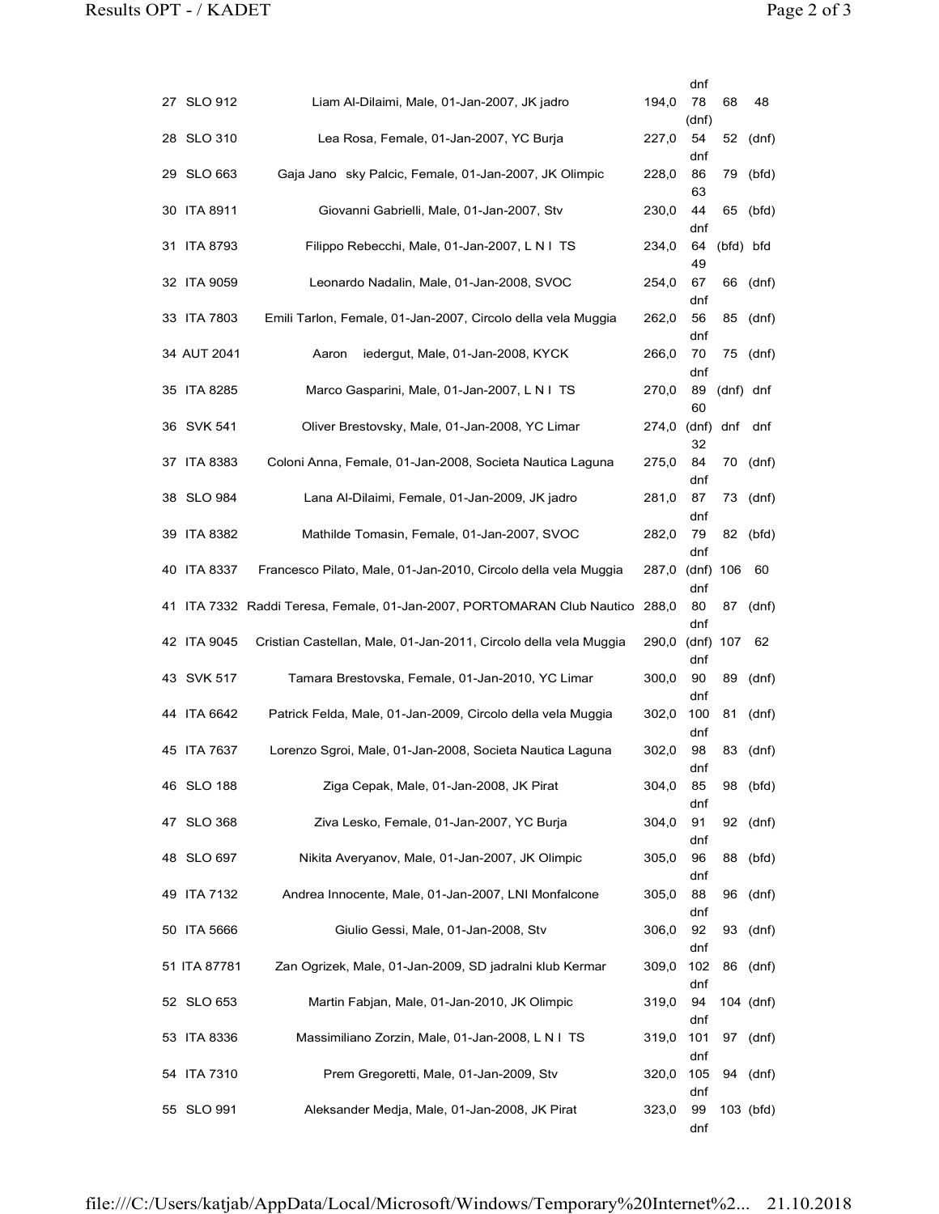| | | | | | | | |
|---|---|---|---|---|---|---|---|
| | | | | | | | dnf |
| 27 | SLO 912 | Liam Al-Dilaimi, Male, 01-Jan-2007, JK jadro | 194,0 | 78 | 68 | 48 | (dnf) |
| 28 | SLO 310 | Lea Rosa, Female, 01-Jan-2007, YC Burja | 227,0 | 54 | 52 | (dnf) | dnf |
| 29 | SLO 663 | Gaja Jano sky Palcic, Female, 01-Jan-2007, JK Olimpic | 228,0 | 86 | 79 | (bfd) | 63 |
| 30 | ITA 8911 | Giovanni Gabrielli, Male, 01-Jan-2007, Stv | 230,0 | 44 | 65 | (bfd) | dnf |
| 31 | ITA 8793 | Filippo Rebecchi, Male, 01-Jan-2007, L N I TS | 234,0 | 64 | (bfd) | bfd | 49 |
| 32 | ITA 9059 | Leonardo Nadalin, Male, 01-Jan-2008, SVOC | 254,0 | 67 | 66 | (dnf) | dnf |
| 33 | ITA 7803 | Emili Tarlon, Female, 01-Jan-2007, Circolo della vela Muggia | 262,0 | 56 | 85 | (dnf) | dnf |
| 34 | AUT 2041 | Aaron iedergut, Male, 01-Jan-2008, KYCK | 266,0 | 70 | 75 | (dnf) | dnf |
| 35 | ITA 8285 | Marco Gasparini, Male, 01-Jan-2007, L N I TS | 270,0 | 89 | (dnf) | dnf | 60 |
| 36 | SVK 541 | Oliver Brestovsky, Male, 01-Jan-2008, YC Limar | 274,0 | (dnf) | dnf | dnf | 32 |
| 37 | ITA 8383 | Coloni Anna, Female, 01-Jan-2008, Societa Nautica Laguna | 275,0 | 84 | 70 | (dnf) | dnf |
| 38 | SLO 984 | Lana Al-Dilaimi, Female, 01-Jan-2009, JK jadro | 281,0 | 87 | 73 | (dnf) | dnf |
| 39 | ITA 8382 | Mathilde Tomasin, Female, 01-Jan-2007, SVOC | 282,0 | 79 | 82 | (bfd) | dnf |
| 40 | ITA 8337 | Francesco Pilato, Male, 01-Jan-2010, Circolo della vela Muggia | 287,0 | (dnf) | 106 | 60 | dnf |
| 41 | ITA 7332 | Raddi Teresa, Female, 01-Jan-2007, PORTOMARAN Club Nautico | 288,0 | 80 | 87 | (dnf) | dnf |
| 42 | ITA 9045 | Cristian Castellan, Male, 01-Jan-2011, Circolo della vela Muggia | 290,0 | (dnf) | 107 | 62 | dnf |
| 43 | SVK 517 | Tamara Brestovska, Female, 01-Jan-2010, YC Limar | 300,0 | 90 | 89 | (dnf) | dnf |
| 44 | ITA 6642 | Patrick Felda, Male, 01-Jan-2009, Circolo della vela Muggia | 302,0 | 100 | 81 | (dnf) | dnf |
| 45 | ITA 7637 | Lorenzo Sgroi, Male, 01-Jan-2008, Societa Nautica Laguna | 302,0 | 98 | 83 | (dnf) | dnf |
| 46 | SLO 188 | Ziga Cepak, Male, 01-Jan-2008, JK Pirat | 304,0 | 85 | 98 | (bfd) | dnf |
| 47 | SLO 368 | Ziva Lesko, Female, 01-Jan-2007, YC Burja | 304,0 | 91 | 92 | (dnf) | dnf |
| 48 | SLO 697 | Nikita Averyanov, Male, 01-Jan-2007, JK Olimpic | 305,0 | 96 | 88 | (bfd) | dnf |
| 49 | ITA 7132 | Andrea Innocente, Male, 01-Jan-2007, LNI Monfalcone | 305,0 | 88 | 96 | (dnf) | dnf |
| 50 | ITA 5666 | Giulio Gessi, Male, 01-Jan-2008, Stv | 306,0 | 92 | 93 | (dnf) | dnf |
| 51 | ITA 87781 | Zan Ogrizek, Male, 01-Jan-2009, SD jadralni klub Kermar | 309,0 | 102 | 86 | (dnf) | dnf |
| 52 | SLO 653 | Martin Fabjan, Male, 01-Jan-2010, JK Olimpic | 319,0 | 94 | 104 | (dnf) | dnf |
| 53 | ITA 8336 | Massimiliano Zorzin, Male, 01-Jan-2008, L N I TS | 319,0 | 101 | 97 | (dnf) | dnf |
| 54 | ITA 7310 | Prem Gregoretti, Male, 01-Jan-2009, Stv | 320,0 | 105 | 94 | (dnf) | dnf |
| 55 | SLO 991 | Aleksander Medja, Male, 01-Jan-2008, JK Pirat | 323,0 | 99 | 103 | (bfd) | dnf |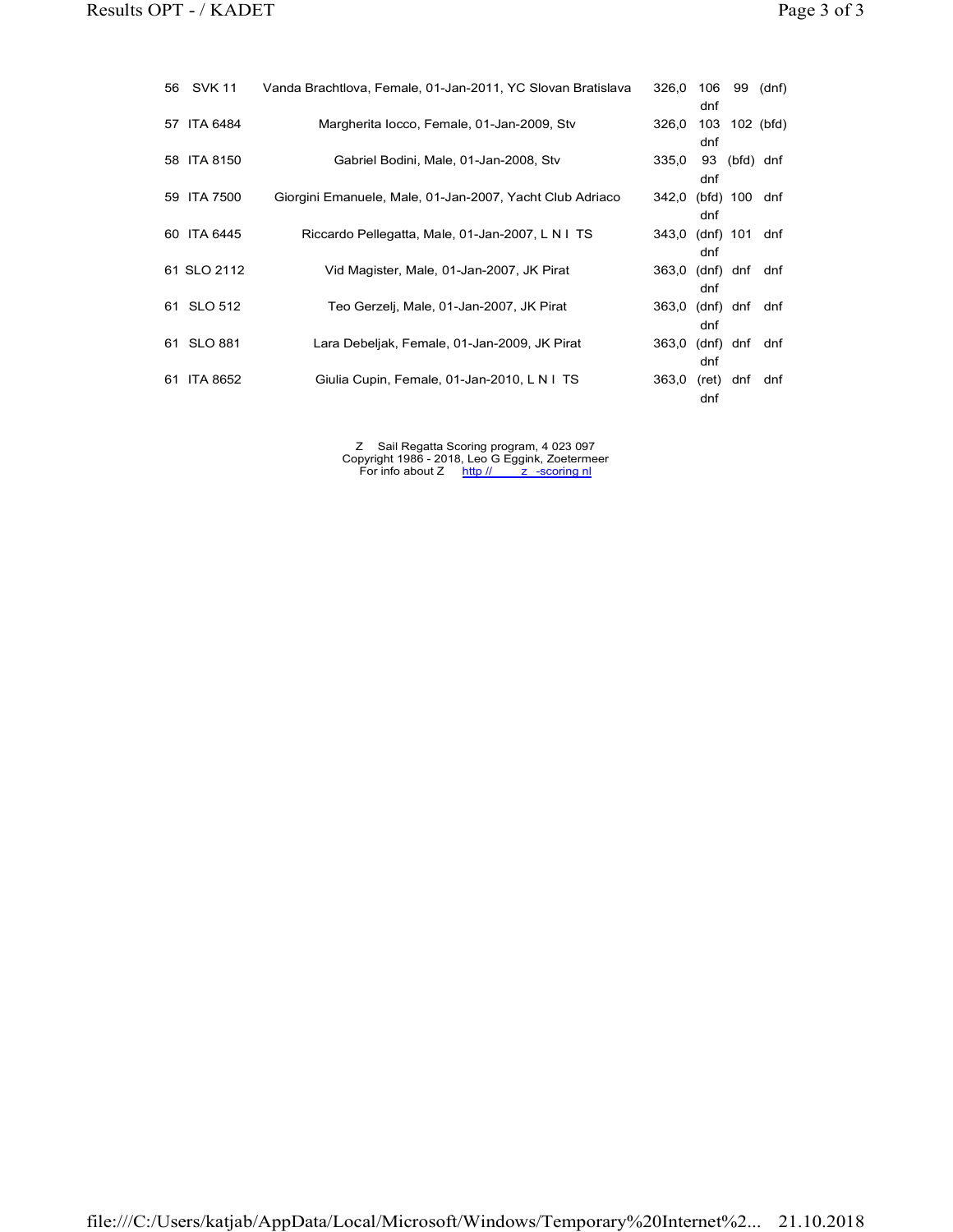| | | | | | | |
|---|---|---|---|---|---|---|
| 56 | SVK 11 | Vanda Brachtlova, Female, 01-Jan-2011, YC Slovan Bratislava | 326,0 | 106 dnf | 99 | (dnf) |
| 57 | ITA 6484 | Margherita Iocco, Female, 01-Jan-2009, Stv | 326,0 | 103 dnf | 102 | (bfd) |
| 58 | ITA 8150 | Gabriel Bodini, Male, 01-Jan-2008, Stv | 335,0 | 93 dnf | (bfd) | dnf |
| 59 | ITA 7500 | Giorgini Emanuele, Male, 01-Jan-2007, Yacht Club Adriaco | 342,0 | (bfd) dnf | 100 | dnf |
| 60 | ITA 6445 | Riccardo Pellegatta, Male, 01-Jan-2007, L N I TS | 343,0 | (dnf) dnf | 101 | dnf |
| 61 | SLO 2112 | Vid Magister, Male, 01-Jan-2007, JK Pirat | 363,0 | (dnf) dnf | dnf | dnf |
| 61 | SLO 512 | Teo Gerzelj, Male, 01-Jan-2007, JK Pirat | 363,0 | (dnf) dnf | dnf | dnf |
| 61 | SLO 881 | Lara Debeljak, Female, 01-Jan-2009, JK Pirat | 363,0 | (dnf) dnf | dnf | dnf |
| 61 | ITA 8652 | Giulia Cupin, Female, 01-Jan-2010, L N I TS | 363,0 | (ret) dnf | dnf | dnf |

Z Sail Regatta Scoring program, 4 023 097
Copyright 1986 - 2018, Leo G Eggink, Zoetermeer
For info about Z http // z -scoring nl